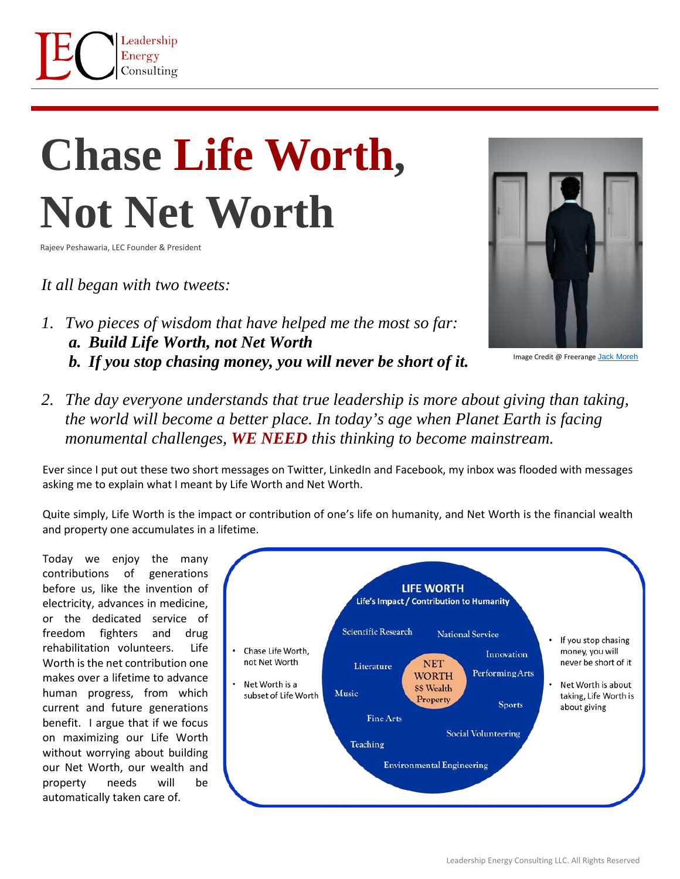# Chase Life Worth, Not Net Worth

Rajeev Peshawaria, LEC Founder & President

*It all began with two tweets:*

1. *Two pieces of wisdom that have helped me the most so far:*
   a. ***Build Life Worth, not Net Worth***
   b. ***If you stop chasing money, you will never be short of it.***

Image Credit @ Freerange Jack Moreh

2. *The day everyone understands that true leadership is more about giving than taking, the world will become a better place. In today's age when Planet Earth is facing monumental challenges,* ***WE NEED*** *this thinking to become mainstream.*

Ever since I put out these two short messages on Twitter, LinkedIn and Facebook, my inbox was flooded with messages asking me to explain what I meant by Life Worth and Net Worth.

Quite simply, Life Worth is the impact or contribution of one's life on humanity, and Net Worth is the financial wealth and property one accumulates in a lifetime.

Today we enjoy the many contributions of generations before us, like the invention of electricity, advances in medicine, or the dedicated service of freedom fighters and drug rehabilitation volunteers. Life Worth is the net contribution one makes over a lifetime to advance human progress, from which current and future generations benefit. I argue that if we focus on maximizing our Life Worth without worrying about building our Net Worth, our wealth and property needs will be automatically taken care of.

**LIFE WORTH**
Life's Impact / Contribution to Humanity

Scientific Research, National Service, Innovation, Literature, Performing Arts, Music, Sports, Fine Arts, Social Volunteering, Teaching, Environmental Engineering

**NET WORTH**
$$ Wealth
Property

- Chase Life Worth, not Net Worth
- Net Worth is a subset of Life Worth

- If you stop chasing money, you will never be short of it
- Net Worth is about taking, Life Worth is about giving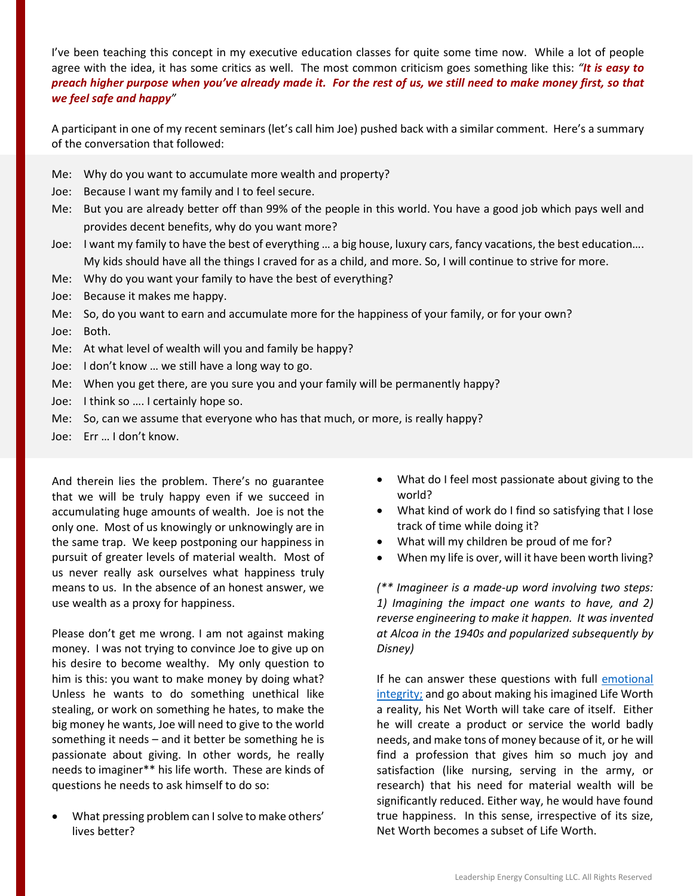I've been teaching this concept in my executive education classes for quite some time now. While a lot of people agree with the idea, it has some critics as well. The most common criticism goes something like this: ***"It is easy to preach higher purpose when you've already made it. For the rest of us, we still need to make money first, so that we feel safe and happy"***

A participant in one of my recent seminars (let's call him Joe) pushed back with a similar comment. Here's a summary of the conversation that followed:

Me: Why do you want to accumulate more wealth and property?

Joe: Because I want my family and I to feel secure.

Me: But you are already better off than 99% of the people in this world. You have a good job which pays well and provides decent benefits, why do you want more?

Joe: I want my family to have the best of everything … a big house, luxury cars, fancy vacations, the best education…. My kids should have all the things I craved for as a child, and more. So, I will continue to strive for more.

Me: Why do you want your family to have the best of everything?

Joe: Because it makes me happy.

Me: So, do you want to earn and accumulate more for the happiness of your family, or for your own?

Joe: Both.

Me: At what level of wealth will you and family be happy?

Joe: I don't know … we still have a long way to go.

Me: When you get there, are you sure you and your family will be permanently happy?

Joe: I think so …. I certainly hope so.

Me: So, can we assume that everyone who has that much, or more, is really happy?

Joe: Err … I don't know.

And therein lies the problem. There's no guarantee that we will be truly happy even if we succeed in accumulating huge amounts of wealth. Joe is not the only one. Most of us knowingly or unknowingly are in the same trap. We keep postponing our happiness in pursuit of greater levels of material wealth. Most of us never really ask ourselves what happiness truly means to us. In the absence of an honest answer, we use wealth as a proxy for happiness.

Please don't get me wrong. I am not against making money. I was not trying to convince Joe to give up on his desire to become wealthy. My only question to him is this: you want to make money by doing what? Unless he wants to do something unethical like stealing, or work on something he hates, to make the big money he wants, Joe will need to give to the world something it needs – and it better be something he is passionate about giving. In other words, he really needs to imaginer** his life worth. These are kinds of questions he needs to ask himself to do so:

- What pressing problem can I solve to make others' lives better?
- What do I feel most passionate about giving to the world?
- What kind of work do I find so satisfying that I lose track of time while doing it?
- What will my children be proud of me for?
- When my life is over, will it have been worth living?

*(** Imagineer is a made-up word involving two steps: 1) Imagining the impact one wants to have, and 2) reverse engineering to make it happen. It was invented at Alcoa in the 1940s and popularized subsequently by Disney)*

If he can answer these questions with full emotional integrity; and go about making his imagined Life Worth a reality, his Net Worth will take care of itself. Either he will create a product or service the world badly needs, and make tons of money because of it, or he will find a profession that gives him so much joy and satisfaction (like nursing, serving in the army, or research) that his need for material wealth will be significantly reduced. Either way, he would have found true happiness. In this sense, irrespective of its size, Net Worth becomes a subset of Life Worth.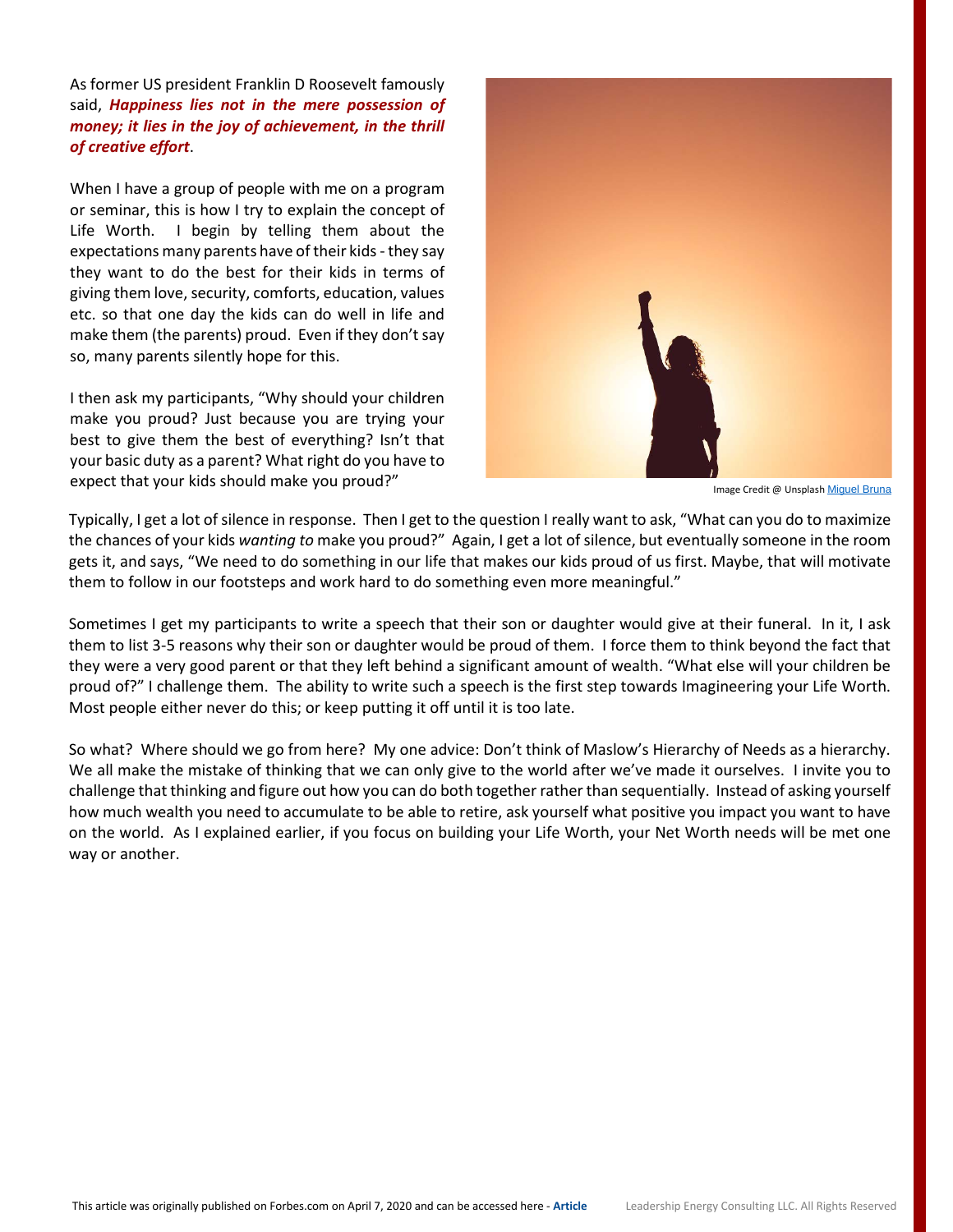As former US president Franklin D Roosevelt famously said, ***Happiness lies not in the mere possession of money; it lies in the joy of achievement, in the thrill of creative effort***.

When I have a group of people with me on a program or seminar, this is how I try to explain the concept of Life Worth. I begin by telling them about the expectations many parents have of their kids - they say they want to do the best for their kids in terms of giving them love, security, comforts, education, values etc. so that one day the kids can do well in life and make them (the parents) proud. Even if they don't say so, many parents silently hope for this.

I then ask my participants, "Why should your children make you proud? Just because you are trying your best to give them the best of everything? Isn't that your basic duty as a parent? What right do you have to expect that your kids should make you proud?"

Image Credit @ Unsplash Miguel Bruna

Typically, I get a lot of silence in response. Then I get to the question I really want to ask, "What can you do to maximize the chances of your kids *wanting to* make you proud?" Again, I get a lot of silence, but eventually someone in the room gets it, and says, "We need to do something in our life that makes our kids proud of us first. Maybe, that will motivate them to follow in our footsteps and work hard to do something even more meaningful."

Sometimes I get my participants to write a speech that their son or daughter would give at their funeral. In it, I ask them to list 3-5 reasons why their son or daughter would be proud of them. I force them to think beyond the fact that they were a very good parent or that they left behind a significant amount of wealth. "What else will your children be proud of?" I challenge them. The ability to write such a speech is the first step towards Imagineering your Life Worth. Most people either never do this; or keep putting it off until it is too late.

So what? Where should we go from here? My one advice: Don't think of Maslow's Hierarchy of Needs as a hierarchy. We all make the mistake of thinking that we can only give to the world after we've made it ourselves. I invite you to challenge that thinking and figure out how you can do both together rather than sequentially. Instead of asking yourself how much wealth you need to accumulate to be able to retire, ask yourself what positive you impact you want to have on the world. As I explained earlier, if you focus on building your Life Worth, your Net Worth needs will be met one way or another.

This article was originally published on Forbes.com on April 7, 2020 and can be accessed here - **Article**